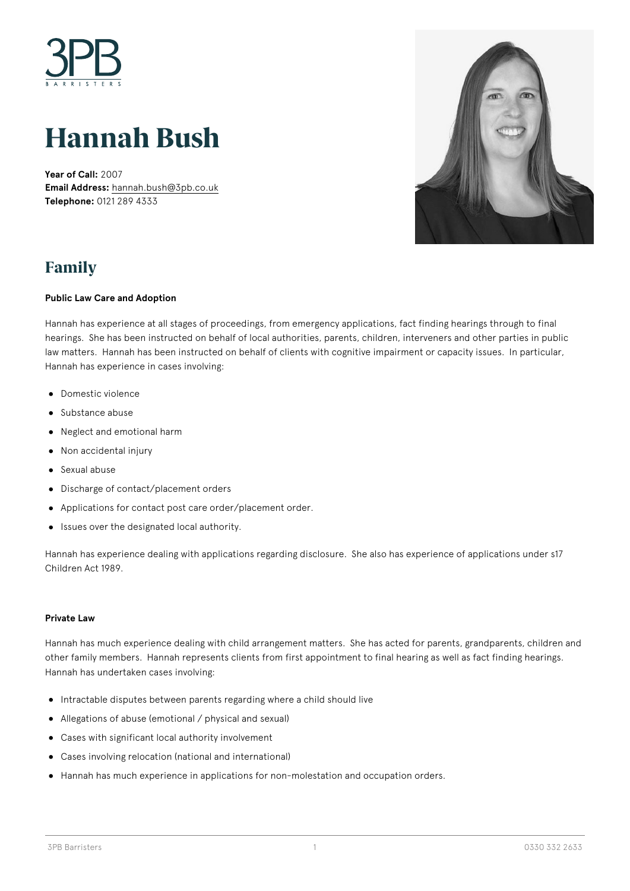# Hannah Bush

**Year of Call:** 2007
**Email Address:** hannah.bush@3pb.co.uk
**Telephone:** 0121 289 4333

## Family

**Public Law Care and Adoption**

Hannah has experience at all stages of proceedings, from emergency applications, fact finding hearings through to final hearings. She has been instructed on behalf of local authorities, parents, children, interveners and other parties in public law matters. Hannah has been instructed on behalf of clients with cognitive impairment or capacity issues. In particular, Hannah has experience in cases involving:

- Domestic violence
- Substance abuse
- Neglect and emotional harm
- Non accidental injury
- Sexual abuse
- Discharge of contact/placement orders
- Applications for contact post care order/placement order.
- Issues over the designated local authority.

Hannah has experience dealing with applications regarding disclosure. She also has experience of applications under s17 Children Act 1989.

**Private Law**

Hannah has much experience dealing with child arrangement matters. She has acted for parents, grandparents, children and other family members. Hannah represents clients from first appointment to final hearing as well as fact finding hearings. Hannah has undertaken cases involving:

- Intractable disputes between parents regarding where a child should live
- Allegations of abuse (emotional / physical and sexual)
- Cases with significant local authority involvement
- Cases involving relocation (national and international)
- Hannah has much experience in applications for non-molestation and occupation orders.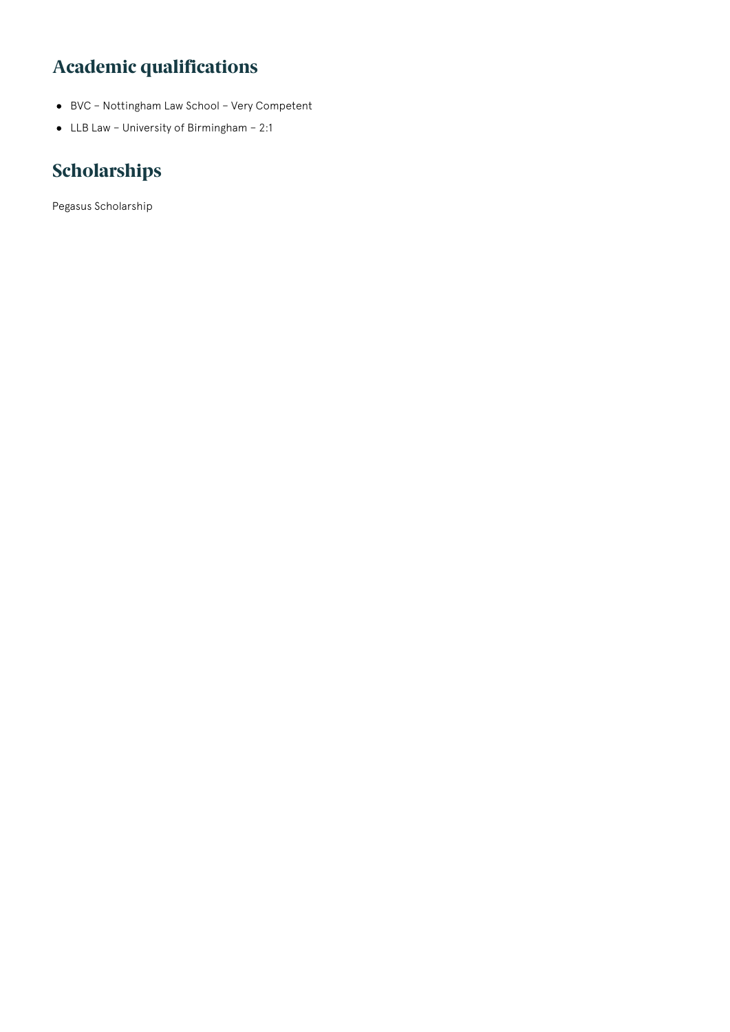## Academic qualifications

- BVC – Nottingham Law School – Very Competent
- LLB Law – University of Birmingham – 2:1

## Scholarships

Pegasus Scholarship